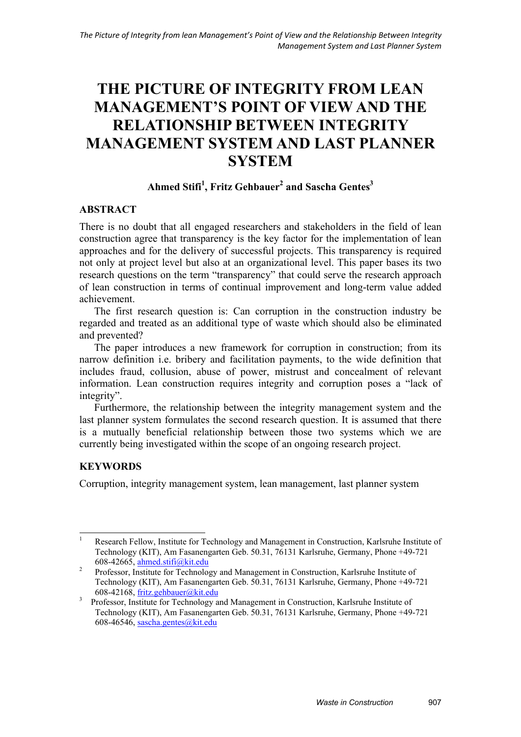# THE PICTURE OF INTEGRITY FROM LEAN MANAGEMENT'S POINT OF VIEW AND THE RELATIONSHIP BETWEEN INTEGRITY MANAGEMENT SYSTEM AND LAST PLANNER SYSTEM

**Ahmed Stifi[1], Fritz Gehbauer[2] and Sascha Gentes[3]**

## ABSTRACT

There is no doubt that all engaged researchers and stakeholders in the field of lean construction agree that transparency is the key factor for the implementation of lean approaches and for the delivery of successful projects. This transparency is required not only at project level but also at an organizational level. This paper bases its two research questions on the term "transparency" that could serve the research approach of lean construction in terms of continual improvement and long-term value added achievement.

The first research question is: Can corruption in the construction industry be regarded and treated as an additional type of waste which should also be eliminated and prevented?

The paper introduces a new framework for corruption in construction; from its narrow definition i.e. bribery and facilitation payments, to the wide definition that includes fraud, collusion, abuse of power, mistrust and concealment of relevant information. Lean construction requires integrity and corruption poses a "lack of integrity".

Furthermore, the relationship between the integrity management system and the last planner system formulates the second research question. It is assumed that there is a mutually beneficial relationship between those two systems which we are currently being investigated within the scope of an ongoing research project.

## KEYWORDS

Corruption, integrity management system, lean management, last planner system

---

[1] Research Fellow, Institute for Technology and Management in Construction, Karlsruhe Institute of Technology (KIT), Am Fasanengarten Geb. 50.31, 76131 Karlsruhe, Germany, Phone +49-721 608-42665, ahmed.stifi@kit.edu

[2] Professor, Institute for Technology and Management in Construction, Karlsruhe Institute of Technology (KIT), Am Fasanengarten Geb. 50.31, 76131 Karlsruhe, Germany, Phone +49-721 608-42168, fritz.gehbauer@kit.edu

[3] Professor, Institute for Technology and Management in Construction, Karlsruhe Institute of Technology (KIT), Am Fasanengarten Geb. 50.31, 76131 Karlsruhe, Germany, Phone +49-721 608-46546, sascha.gentes@kit.edu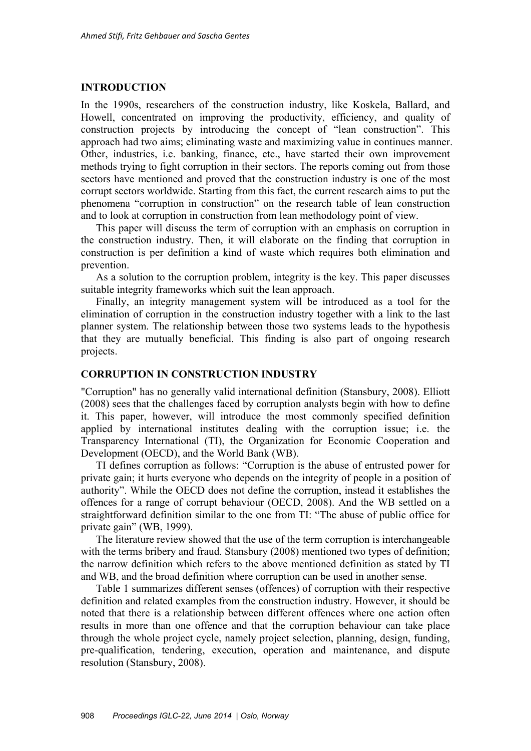## INTRODUCTION

In the 1990s, researchers of the construction industry, like Koskela, Ballard, and Howell, concentrated on improving the productivity, efficiency, and quality of construction projects by introducing the concept of "lean construction". This approach had two aims; eliminating waste and maximizing value in continues manner. Other, industries, i.e. banking, finance, etc., have started their own improvement methods trying to fight corruption in their sectors. The reports coming out from those sectors have mentioned and proved that the construction industry is one of the most corrupt sectors worldwide. Starting from this fact, the current research aims to put the phenomena "corruption in construction" on the research table of lean construction and to look at corruption in construction from lean methodology point of view.

This paper will discuss the term of corruption with an emphasis on corruption in the construction industry. Then, it will elaborate on the finding that corruption in construction is per definition a kind of waste which requires both elimination and prevention.

As a solution to the corruption problem, integrity is the key. This paper discusses suitable integrity frameworks which suit the lean approach.

Finally, an integrity management system will be introduced as a tool for the elimination of corruption in the construction industry together with a link to the last planner system. The relationship between those two systems leads to the hypothesis that they are mutually beneficial. This finding is also part of ongoing research projects.

## CORRUPTION IN CONSTRUCTION INDUSTRY

"Corruption" has no generally valid international definition (Stansbury, 2008). Elliott (2008) sees that the challenges faced by corruption analysts begin with how to define it. This paper, however, will introduce the most commonly specified definition applied by international institutes dealing with the corruption issue; i.e. the Transparency International (TI), the Organization for Economic Cooperation and Development (OECD), and the World Bank (WB).

TI defines corruption as follows: "Corruption is the abuse of entrusted power for private gain; it hurts everyone who depends on the integrity of people in a position of authority". While the OECD does not define the corruption, instead it establishes the offences for a range of corrupt behaviour (OECD, 2008). And the WB settled on a straightforward definition similar to the one from TI: "The abuse of public office for private gain" (WB, 1999).

The literature review showed that the use of the term corruption is interchangeable with the terms bribery and fraud. Stansbury (2008) mentioned two types of definition; the narrow definition which refers to the above mentioned definition as stated by TI and WB, and the broad definition where corruption can be used in another sense.

Table 1 summarizes different senses (offences) of corruption with their respective definition and related examples from the construction industry. However, it should be noted that there is a relationship between different offences where one action often results in more than one offence and that the corruption behaviour can take place through the whole project cycle, namely project selection, planning, design, funding, pre-qualification, tendering, execution, operation and maintenance, and dispute resolution (Stansbury, 2008).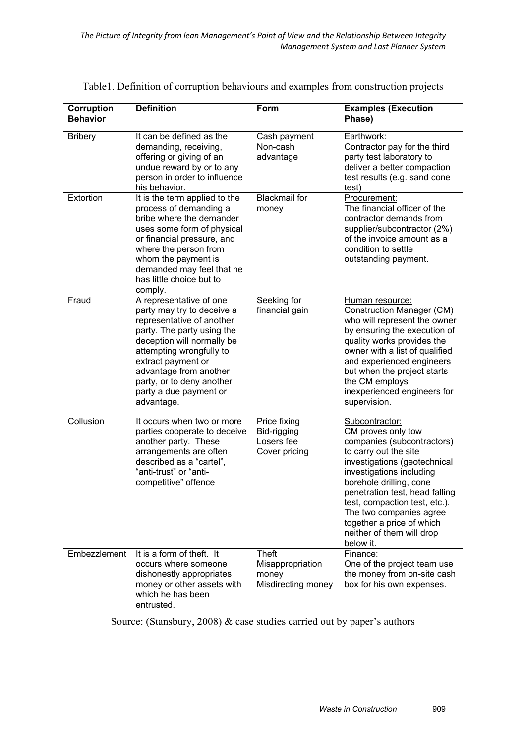Table1. Definition of corruption behaviours and examples from construction projects

| Corruption Behavior | Definition | Form | Examples (Execution Phase) |
| --- | --- | --- | --- |
| Bribery | It can be defined as the demanding, receiving, offering or giving of an undue reward by or to any person in order to influence his behavior. | Cash payment<br>Non-cash advantage | Earthwork:<br>Contractor pay for the third party test laboratory to deliver a better compaction test results (e.g. sand cone test) |
| Extortion | It is the term applied to the process of demanding a bribe where the demander uses some form of physical or financial pressure, and where the person from whom the payment is demanded may feel that he has little choice but to comply. | Blackmail for money | Procurement:<br>The financial officer of the contractor demands from supplier/subcontractor (2%) of the invoice amount as a condition to settle outstanding payment. |
| Fraud | A representative of one party may try to deceive a representative of another party. The party using the deception will normally be attempting wrongfully to extract payment or advantage from another party, or to deny another party a due payment or advantage. | Seeking for financial gain | Human resource:<br>Construction Manager (CM) who will represent the owner by ensuring the execution of quality works provides the owner with a list of qualified and experienced engineers but when the project starts the CM employs inexperienced engineers for supervision. |
| Collusion | It occurs when two or more parties cooperate to deceive another party. These arrangements are often described as a "cartel", "anti-trust" or "anti-competitive" offence | Price fixing<br>Bid-rigging<br>Losers fee<br>Cover pricing | Subcontractor:<br>CM proves only tow companies (subcontractors) to carry out the site investigations (geotechnical investigations including borehole drilling, cone penetration test, head falling test, compaction test, etc.). The two companies agree together a price of which neither of them will drop below it. |
| Embezzlement | It is a form of theft. It occurs where someone dishonestly appropriates money or other assets with which he has been entrusted. | Theft<br>Misappropriation money<br>Misdirecting money | Finance:<br>One of the project team use the money from on-site cash box for his own expenses. |

Source: (Stansbury, 2008) & case studies carried out by paper's authors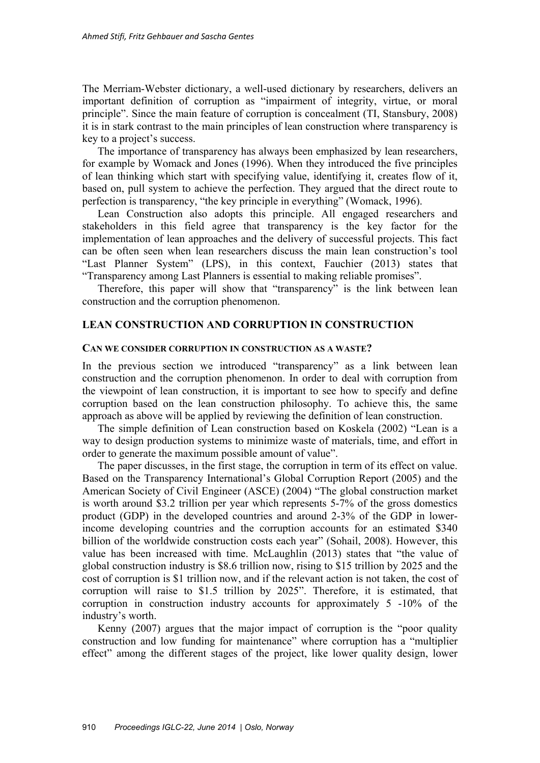The Merriam-Webster dictionary, a well-used dictionary by researchers, delivers an important definition of corruption as "impairment of integrity, virtue, or moral principle". Since the main feature of corruption is concealment (TI, Stansbury, 2008) it is in stark contrast to the main principles of lean construction where transparency is key to a project's success.

The importance of transparency has always been emphasized by lean researchers, for example by Womack and Jones (1996). When they introduced the five principles of lean thinking which start with specifying value, identifying it, creates flow of it, based on, pull system to achieve the perfection. They argued that the direct route to perfection is transparency, "the key principle in everything" (Womack, 1996).

Lean Construction also adopts this principle. All engaged researchers and stakeholders in this field agree that transparency is the key factor for the implementation of lean approaches and the delivery of successful projects. This fact can be often seen when lean researchers discuss the main lean construction's tool "Last Planner System" (LPS), in this context, Fauchier (2013) states that "Transparency among Last Planners is essential to making reliable promises".

Therefore, this paper will show that "transparency" is the link between lean construction and the corruption phenomenon.

## LEAN CONSTRUCTION AND CORRUPTION IN CONSTRUCTION

### CAN WE CONSIDER CORRUPTION IN CONSTRUCTION AS A WASTE?

In the previous section we introduced "transparency" as a link between lean construction and the corruption phenomenon. In order to deal with corruption from the viewpoint of lean construction, it is important to see how to specify and define corruption based on the lean construction philosophy. To achieve this, the same approach as above will be applied by reviewing the definition of lean construction.

The simple definition of Lean construction based on Koskela (2002) "Lean is a way to design production systems to minimize waste of materials, time, and effort in order to generate the maximum possible amount of value".

The paper discusses, in the first stage, the corruption in term of its effect on value. Based on the Transparency International's Global Corruption Report (2005) and the American Society of Civil Engineer (ASCE) (2004) "The global construction market is worth around \$3.2 trillion per year which represents 5-7% of the gross domestics product (GDP) in the developed countries and around 2-3% of the GDP in lower-income developing countries and the corruption accounts for an estimated \$340 billion of the worldwide construction costs each year" (Sohail, 2008). However, this value has been increased with time. McLaughlin (2013) states that "the value of global construction industry is \$8.6 trillion now, rising to \$15 trillion by 2025 and the cost of corruption is \$1 trillion now, and if the relevant action is not taken, the cost of corruption will raise to \$1.5 trillion by 2025". Therefore, it is estimated, that corruption in construction industry accounts for approximately 5 -10% of the industry's worth.

Kenny (2007) argues that the major impact of corruption is the "poor quality construction and low funding for maintenance" where corruption has a "multiplier effect" among the different stages of the project, like lower quality design, lower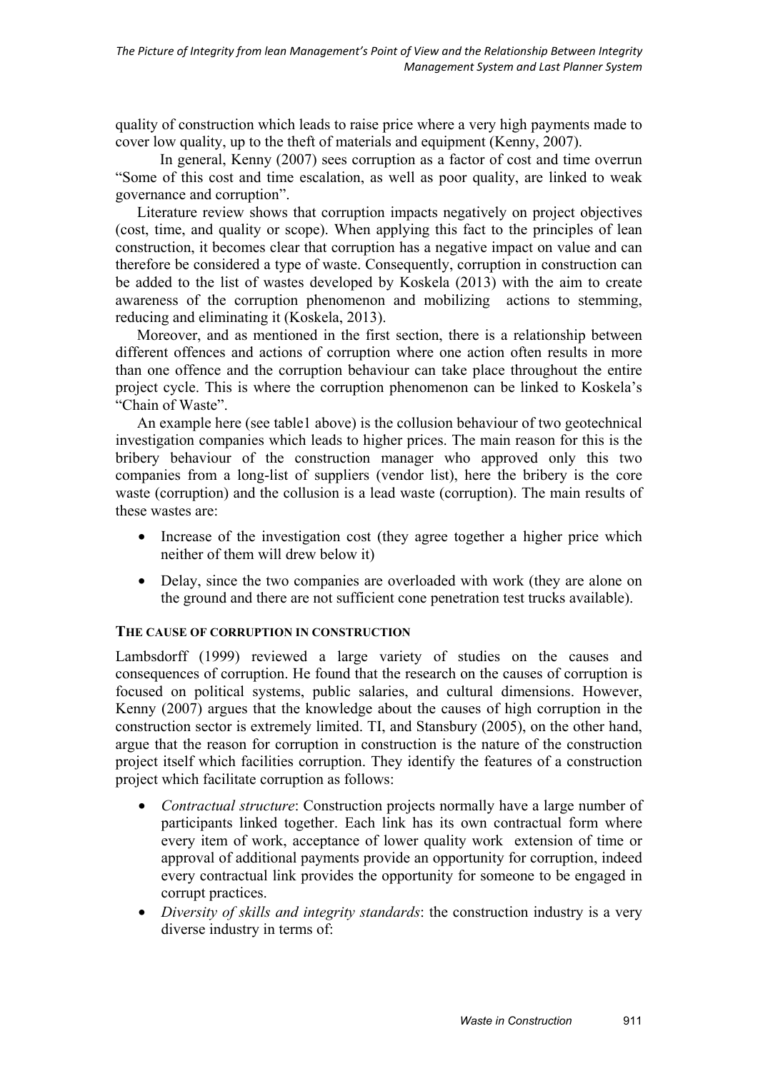quality of construction which leads to raise price where a very high payments made to cover low quality, up to the theft of materials and equipment (Kenny, 2007).

In general, Kenny (2007) sees corruption as a factor of cost and time overrun "Some of this cost and time escalation, as well as poor quality, are linked to weak governance and corruption".

Literature review shows that corruption impacts negatively on project objectives (cost, time, and quality or scope). When applying this fact to the principles of lean construction, it becomes clear that corruption has a negative impact on value and can therefore be considered a type of waste. Consequently, corruption in construction can be added to the list of wastes developed by Koskela (2013) with the aim to create awareness of the corruption phenomenon and mobilizing actions to stemming, reducing and eliminating it (Koskela, 2013).

Moreover, and as mentioned in the first section, there is a relationship between different offences and actions of corruption where one action often results in more than one offence and the corruption behaviour can take place throughout the entire project cycle. This is where the corruption phenomenon can be linked to Koskela's "Chain of Waste".

An example here (see table1 above) is the collusion behaviour of two geotechnical investigation companies which leads to higher prices. The main reason for this is the bribery behaviour of the construction manager who approved only this two companies from a long-list of suppliers (vendor list), here the bribery is the core waste (corruption) and the collusion is a lead waste (corruption). The main results of these wastes are:

- Increase of the investigation cost (they agree together a higher price which neither of them will drew below it)
- Delay, since the two companies are overloaded with work (they are alone on the ground and there are not sufficient cone penetration test trucks available).

## The Cause of Corruption in Construction

Lambsdorff (1999) reviewed a large variety of studies on the causes and consequences of corruption. He found that the research on the causes of corruption is focused on political systems, public salaries, and cultural dimensions. However, Kenny (2007) argues that the knowledge about the causes of high corruption in the construction sector is extremely limited. TI, and Stansbury (2005), on the other hand, argue that the reason for corruption in construction is the nature of the construction project itself which facilities corruption. They identify the features of a construction project which facilitate corruption as follows:

- *Contractual structure*: Construction projects normally have a large number of participants linked together. Each link has its own contractual form where every item of work, acceptance of lower quality work extension of time or approval of additional payments provide an opportunity for corruption, indeed every contractual link provides the opportunity for someone to be engaged in corrupt practices.
- *Diversity of skills and integrity standards*: the construction industry is a very diverse industry in terms of: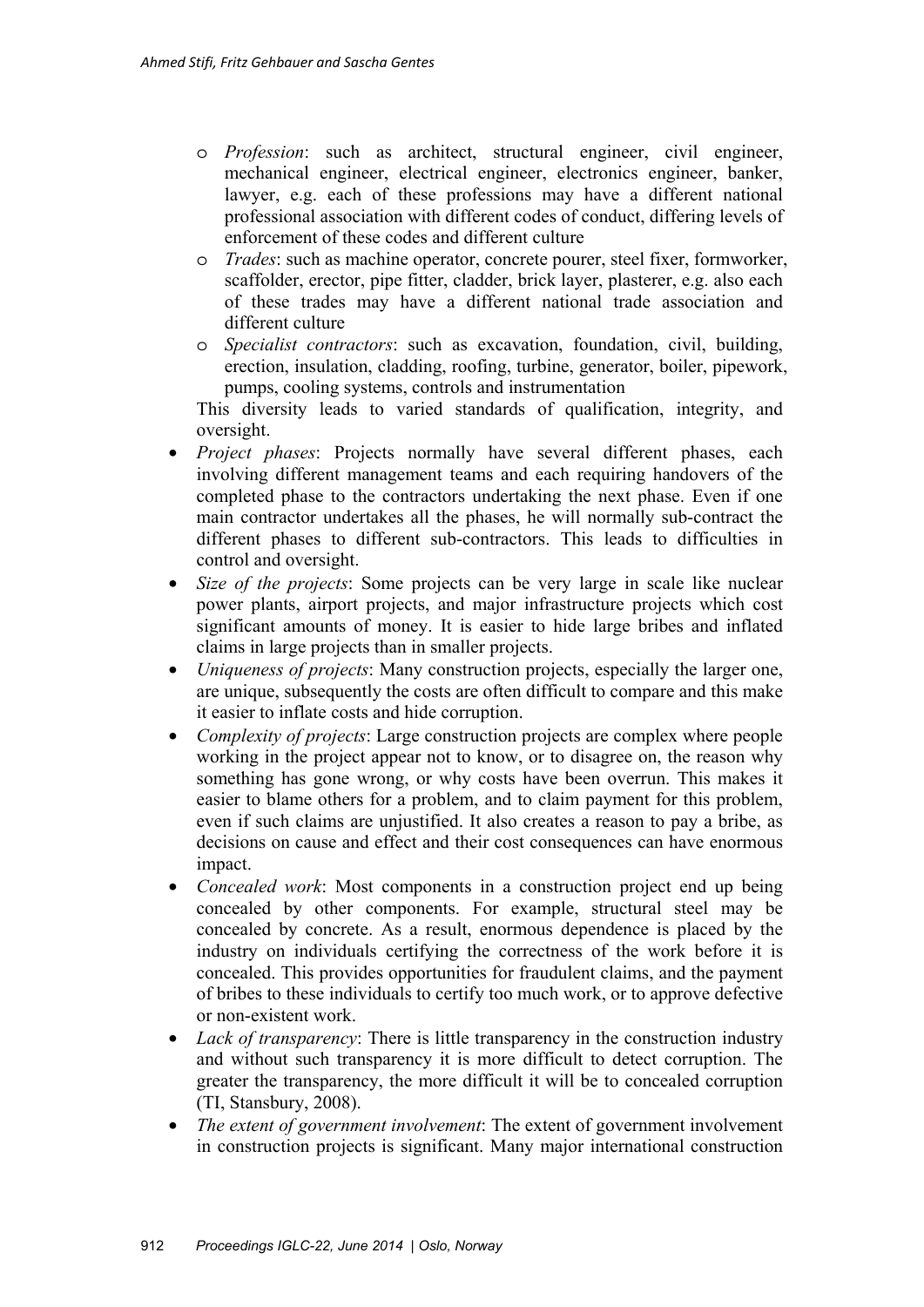- *Profession*: such as architect, structural engineer, civil engineer, mechanical engineer, electrical engineer, electronics engineer, banker, lawyer, e.g. each of these professions may have a different national professional association with different codes of conduct, differing levels of enforcement of these codes and different culture
    - *Trades*: such as machine operator, concrete pourer, steel fixer, formworker, scaffolder, erector, pipe fitter, cladder, brick layer, plasterer, e.g. also each of these trades may have a different national trade association and different culture
    - *Specialist contractors*: such as excavation, foundation, civil, building, erection, insulation, cladding, roofing, turbine, generator, boiler, pipework, pumps, cooling systems, controls and instrumentation

  This diversity leads to varied standards of qualification, integrity, and oversight.
- *Project phases*: Projects normally have several different phases, each involving different management teams and each requiring handovers of the completed phase to the contractors undertaking the next phase. Even if one main contractor undertakes all the phases, he will normally sub-contract the different phases to different sub-contractors. This leads to difficulties in control and oversight.
- *Size of the projects*: Some projects can be very large in scale like nuclear power plants, airport projects, and major infrastructure projects which cost significant amounts of money. It is easier to hide large bribes and inflated claims in large projects than in smaller projects.
- *Uniqueness of projects*: Many construction projects, especially the larger one, are unique, subsequently the costs are often difficult to compare and this make it easier to inflate costs and hide corruption.
- *Complexity of projects*: Large construction projects are complex where people working in the project appear not to know, or to disagree on, the reason why something has gone wrong, or why costs have been overrun. This makes it easier to blame others for a problem, and to claim payment for this problem, even if such claims are unjustified. It also creates a reason to pay a bribe, as decisions on cause and effect and their cost consequences can have enormous impact.
- *Concealed work*: Most components in a construction project end up being concealed by other components. For example, structural steel may be concealed by concrete. As a result, enormous dependence is placed by the industry on individuals certifying the correctness of the work before it is concealed. This provides opportunities for fraudulent claims, and the payment of bribes to these individuals to certify too much work, or to approve defective or non-existent work.
- *Lack of transparency*: There is little transparency in the construction industry and without such transparency it is more difficult to detect corruption. The greater the transparency, the more difficult it will be to concealed corruption (TI, Stansbury, 2008).
- *The extent of government involvement*: The extent of government involvement in construction projects is significant. Many major international construction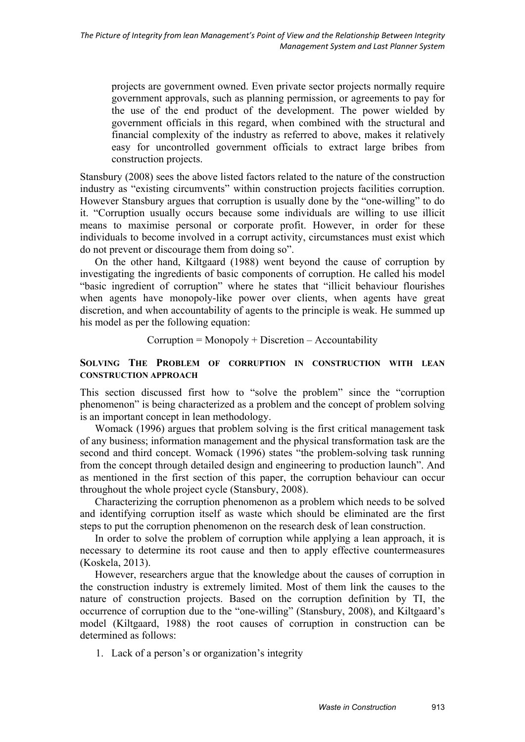projects are government owned. Even private sector projects normally require government approvals, such as planning permission, or agreements to pay for the use of the end product of the development. The power wielded by government officials in this regard, when combined with the structural and financial complexity of the industry as referred to above, makes it relatively easy for uncontrolled government officials to extract large bribes from construction projects.

Stansbury (2008) sees the above listed factors related to the nature of the construction industry as "existing circumvents" within construction projects facilities corruption. However Stansbury argues that corruption is usually done by the "one-willing" to do it. "Corruption usually occurs because some individuals are willing to use illicit means to maximise personal or corporate profit. However, in order for these individuals to become involved in a corrupt activity, circumstances must exist which do not prevent or discourage them from doing so".

On the other hand, Kiltgaard (1988) went beyond the cause of corruption by investigating the ingredients of basic components of corruption. He called his model "basic ingredient of corruption" where he states that "illicit behaviour flourishes when agents have monopoly-like power over clients, when agents have great discretion, and when accountability of agents to the principle is weak. He summed up his model as per the following equation:

$$\text{Corruption} = \text{Monopoly} + \text{Discretion} - \text{Accountability}$$

### SOLVING THE PROBLEM OF CORRUPTION IN CONSTRUCTION WITH LEAN CONSTRUCTION APPROACH

This section discussed first how to "solve the problem" since the "corruption phenomenon" is being characterized as a problem and the concept of problem solving is an important concept in lean methodology.

Womack (1996) argues that problem solving is the first critical management task of any business; information management and the physical transformation task are the second and third concept. Womack (1996) states "the problem-solving task running from the concept through detailed design and engineering to production launch". And as mentioned in the first section of this paper, the corruption behaviour can occur throughout the whole project cycle (Stansbury, 2008).

Characterizing the corruption phenomenon as a problem which needs to be solved and identifying corruption itself as waste which should be eliminated are the first steps to put the corruption phenomenon on the research desk of lean construction.

In order to solve the problem of corruption while applying a lean approach, it is necessary to determine its root cause and then to apply effective countermeasures (Koskela, 2013).

However, researchers argue that the knowledge about the causes of corruption in the construction industry is extremely limited. Most of them link the causes to the nature of construction projects. Based on the corruption definition by TI, the occurrence of corruption due to the "one-willing" (Stansbury, 2008), and Kiltgaard's model (Kiltgaard, 1988) the root causes of corruption in construction can be determined as follows:

1. Lack of a person's or organization's integrity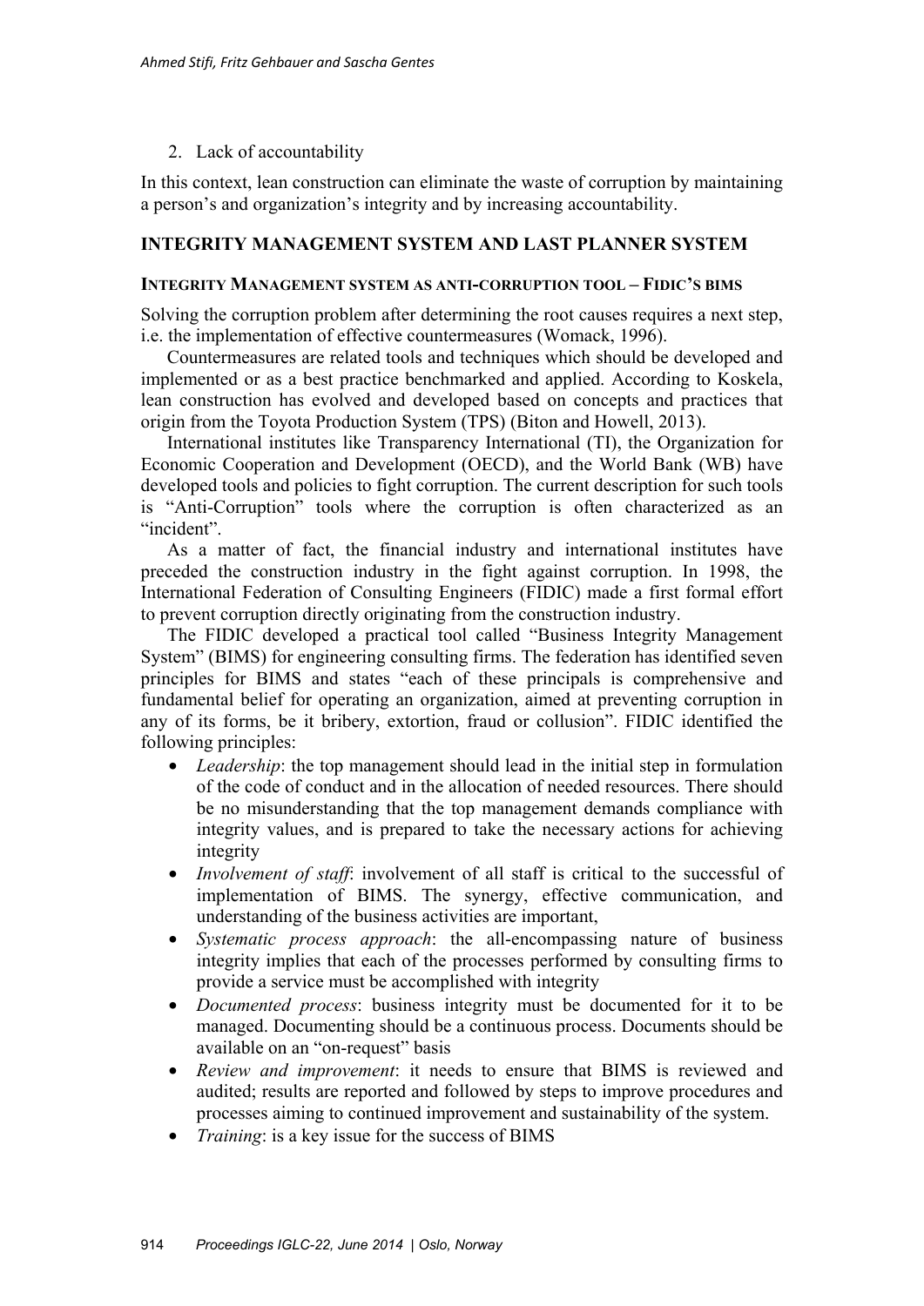2. Lack of accountability

In this context, lean construction can eliminate the waste of corruption by maintaining a person's and organization's integrity and by increasing accountability.

## INTEGRITY MANAGEMENT SYSTEM AND LAST PLANNER SYSTEM

### INTEGRITY MANAGEMENT SYSTEM AS ANTI-CORRUPTION TOOL – FIDIC'S BIMS

Solving the corruption problem after determining the root causes requires a next step, i.e. the implementation of effective countermeasures (Womack, 1996).

Countermeasures are related tools and techniques which should be developed and implemented or as a best practice benchmarked and applied. According to Koskela, lean construction has evolved and developed based on concepts and practices that origin from the Toyota Production System (TPS) (Biton and Howell, 2013).

International institutes like Transparency International (TI), the Organization for Economic Cooperation and Development (OECD), and the World Bank (WB) have developed tools and policies to fight corruption. The current description for such tools is "Anti-Corruption" tools where the corruption is often characterized as an "incident".

As a matter of fact, the financial industry and international institutes have preceded the construction industry in the fight against corruption. In 1998, the International Federation of Consulting Engineers (FIDIC) made a first formal effort to prevent corruption directly originating from the construction industry.

The FIDIC developed a practical tool called "Business Integrity Management System" (BIMS) for engineering consulting firms. The federation has identified seven principles for BIMS and states "each of these principals is comprehensive and fundamental belief for operating an organization, aimed at preventing corruption in any of its forms, be it bribery, extortion, fraud or collusion". FIDIC identified the following principles:

- *Leadership*: the top management should lead in the initial step in formulation of the code of conduct and in the allocation of needed resources. There should be no misunderstanding that the top management demands compliance with integrity values, and is prepared to take the necessary actions for achieving integrity
- *Involvement of staff*: involvement of all staff is critical to the successful of implementation of BIMS. The synergy, effective communication, and understanding of the business activities are important,
- *Systematic process approach*: the all-encompassing nature of business integrity implies that each of the processes performed by consulting firms to provide a service must be accomplished with integrity
- *Documented process*: business integrity must be documented for it to be managed. Documenting should be a continuous process. Documents should be available on an "on-request" basis
- *Review and improvement*: it needs to ensure that BIMS is reviewed and audited; results are reported and followed by steps to improve procedures and processes aiming to continued improvement and sustainability of the system.
- *Training*: is a key issue for the success of BIMS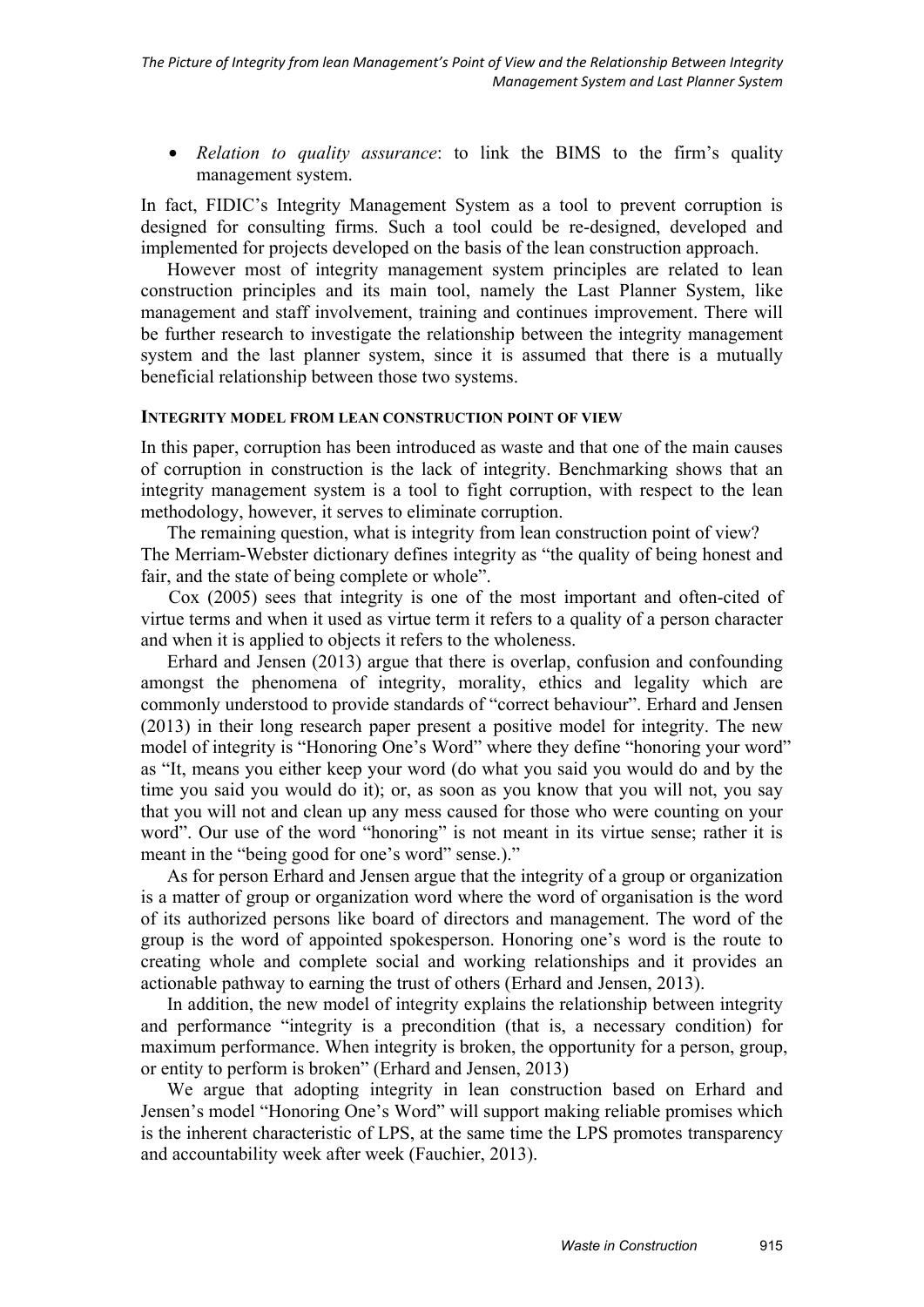- *Relation to quality assurance*: to link the BIMS to the firm's quality management system.

In fact, FIDIC's Integrity Management System as a tool to prevent corruption is designed for consulting firms. Such a tool could be re-designed, developed and implemented for projects developed on the basis of the lean construction approach.

However most of integrity management system principles are related to lean construction principles and its main tool, namely the Last Planner System, like management and staff involvement, training and continues improvement. There will be further research to investigate the relationship between the integrity management system and the last planner system, since it is assumed that there is a mutually beneficial relationship between those two systems.

#### INTEGRITY MODEL FROM LEAN CONSTRUCTION POINT OF VIEW

In this paper, corruption has been introduced as waste and that one of the main causes of corruption in construction is the lack of integrity. Benchmarking shows that an integrity management system is a tool to fight corruption, with respect to the lean methodology, however, it serves to eliminate corruption.

The remaining question, what is integrity from lean construction point of view? The Merriam-Webster dictionary defines integrity as "the quality of being honest and fair, and the state of being complete or whole".

Cox (2005) sees that integrity is one of the most important and often-cited of virtue terms and when it used as virtue term it refers to a quality of a person character and when it is applied to objects it refers to the wholeness.

Erhard and Jensen (2013) argue that there is overlap, confusion and confounding amongst the phenomena of integrity, morality, ethics and legality which are commonly understood to provide standards of "correct behaviour". Erhard and Jensen (2013) in their long research paper present a positive model for integrity. The new model of integrity is "Honoring One's Word" where they define "honoring your word" as "It, means you either keep your word (do what you said you would do and by the time you said you would do it); or, as soon as you know that you will not, you say that you will not and clean up any mess caused for those who were counting on your word". Our use of the word "honoring" is not meant in its virtue sense; rather it is meant in the "being good for one's word" sense.)."

As for person Erhard and Jensen argue that the integrity of a group or organization is a matter of group or organization word where the word of organisation is the word of its authorized persons like board of directors and management. The word of the group is the word of appointed spokesperson. Honoring one's word is the route to creating whole and complete social and working relationships and it provides an actionable pathway to earning the trust of others (Erhard and Jensen, 2013).

In addition, the new model of integrity explains the relationship between integrity and performance "integrity is a precondition (that is, a necessary condition) for maximum performance. When integrity is broken, the opportunity for a person, group, or entity to perform is broken" (Erhard and Jensen, 2013)

We argue that adopting integrity in lean construction based on Erhard and Jensen's model "Honoring One's Word" will support making reliable promises which is the inherent characteristic of LPS, at the same time the LPS promotes transparency and accountability week after week (Fauchier, 2013).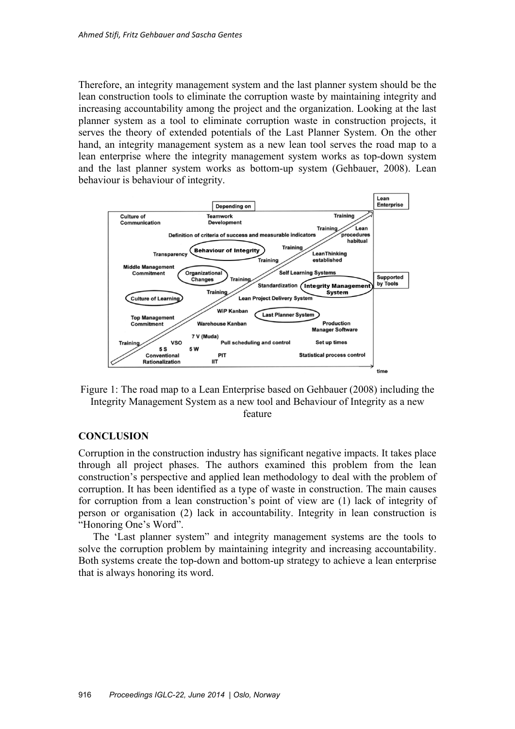Therefore, an integrity management system and the last planner system should be the lean construction tools to eliminate the corruption waste by maintaining integrity and increasing accountability among the project and the organization. Looking at the last planner system as a tool to eliminate corruption waste in construction projects, it serves the theory of extended potentials of the Last Planner System. On the other hand, an integrity management system as a new lean tool serves the road map to a lean enterprise where the integrity management system works as top-down system and the last planner system works as bottom-up system (Gehbauer, 2008). Lean behaviour is behaviour of integrity.

Figure 1: The road map to a Lean Enterprise based on Gehbauer (2008) including the Integrity Management System as a new tool and Behaviour of Integrity as a new feature

## CONCLUSION

Corruption in the construction industry has significant negative impacts. It takes place through all project phases. The authors examined this problem from the lean construction's perspective and applied lean methodology to deal with the problem of corruption. It has been identified as a type of waste in construction. The main causes for corruption from a lean construction's point of view are (1) lack of integrity of person or organisation (2) lack in accountability. Integrity in lean construction is "Honoring One's Word".

The 'Last planner system" and integrity management systems are the tools to solve the corruption problem by maintaining integrity and increasing accountability. Both systems create the top-down and bottom-up strategy to achieve a lean enterprise that is always honoring its word.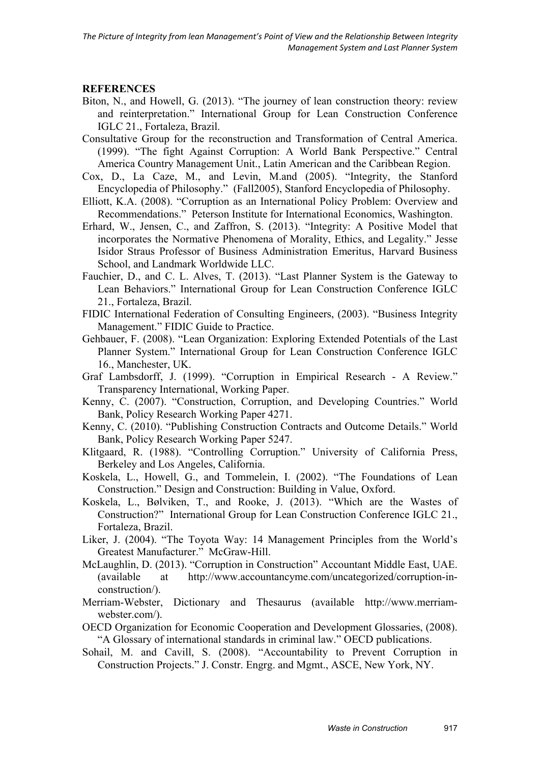## REFERENCES

Biton, N., and Howell, G. (2013). "The journey of lean construction theory: review and reinterpretation." International Group for Lean Construction Conference IGLC 21., Fortaleza, Brazil.

Consultative Group for the reconstruction and Transformation of Central America. (1999). "The fight Against Corruption: A World Bank Perspective." Central America Country Management Unit., Latin American and the Caribbean Region.

Cox, D., La Caze, M., and Levin, M.and (2005). "Integrity, the Stanford Encyclopedia of Philosophy." (Fall2005), Stanford Encyclopedia of Philosophy.

Elliott, K.A. (2008). "Corruption as an International Policy Problem: Overview and Recommendations." Peterson Institute for International Economics, Washington.

Erhard, W., Jensen, C., and Zaffron, S. (2013). "Integrity: A Positive Model that incorporates the Normative Phenomena of Morality, Ethics, and Legality." Jesse Isidor Straus Professor of Business Administration Emeritus, Harvard Business School, and Landmark Worldwide LLC.

Fauchier, D., and C. L. Alves, T. (2013). "Last Planner System is the Gateway to Lean Behaviors." International Group for Lean Construction Conference IGLC 21., Fortaleza, Brazil.

FIDIC International Federation of Consulting Engineers, (2003). "Business Integrity Management." FIDIC Guide to Practice.

Gehbauer, F. (2008). "Lean Organization: Exploring Extended Potentials of the Last Planner System." International Group for Lean Construction Conference IGLC 16., Manchester, UK.

Graf Lambsdorff, J. (1999). "Corruption in Empirical Research - A Review." Transparency International, Working Paper.

Kenny, C. (2007). "Construction, Corruption, and Developing Countries." World Bank, Policy Research Working Paper 4271.

Kenny, C. (2010). "Publishing Construction Contracts and Outcome Details." World Bank, Policy Research Working Paper 5247.

Klitgaard, R. (1988). "Controlling Corruption." University of California Press, Berkeley and Los Angeles, California.

Koskela, L., Howell, G., and Tommelein, I. (2002). "The Foundations of Lean Construction." Design and Construction: Building in Value, Oxford.

Koskela, L., Bølviken, T., and Rooke, J. (2013). "Which are the Wastes of Construction?" International Group for Lean Construction Conference IGLC 21., Fortaleza, Brazil.

Liker, J. (2004). "The Toyota Way: 14 Management Principles from the World's Greatest Manufacturer." McGraw-Hill.

McLaughlin, D. (2013). "Corruption in Construction" Accountant Middle East, UAE. (available at http://www.accountancyme.com/uncategorized/corruption-in-construction/).

Merriam-Webster, Dictionary and Thesaurus (available http://www.merriam-webster.com/).

OECD Organization for Economic Cooperation and Development Glossaries, (2008). "A Glossary of international standards in criminal law." OECD publications.

Sohail, M. and Cavill, S. (2008). "Accountability to Prevent Corruption in Construction Projects." J. Constr. Engrg. and Mgmt., ASCE, New York, NY.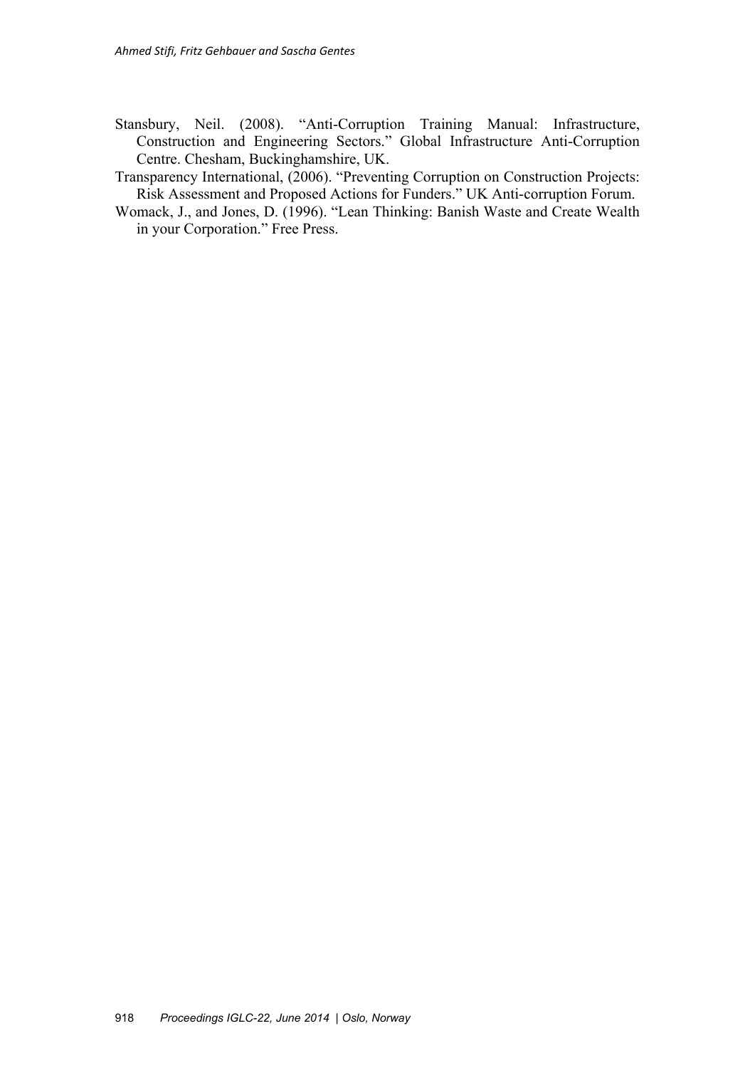Stansbury, Neil. (2008). "Anti-Corruption Training Manual: Infrastructure, Construction and Engineering Sectors." Global Infrastructure Anti-Corruption Centre. Chesham, Buckinghamshire, UK.

Transparency International, (2006). "Preventing Corruption on Construction Projects: Risk Assessment and Proposed Actions for Funders." UK Anti-corruption Forum.

Womack, J., and Jones, D. (1996). "Lean Thinking: Banish Waste and Create Wealth in your Corporation." Free Press.